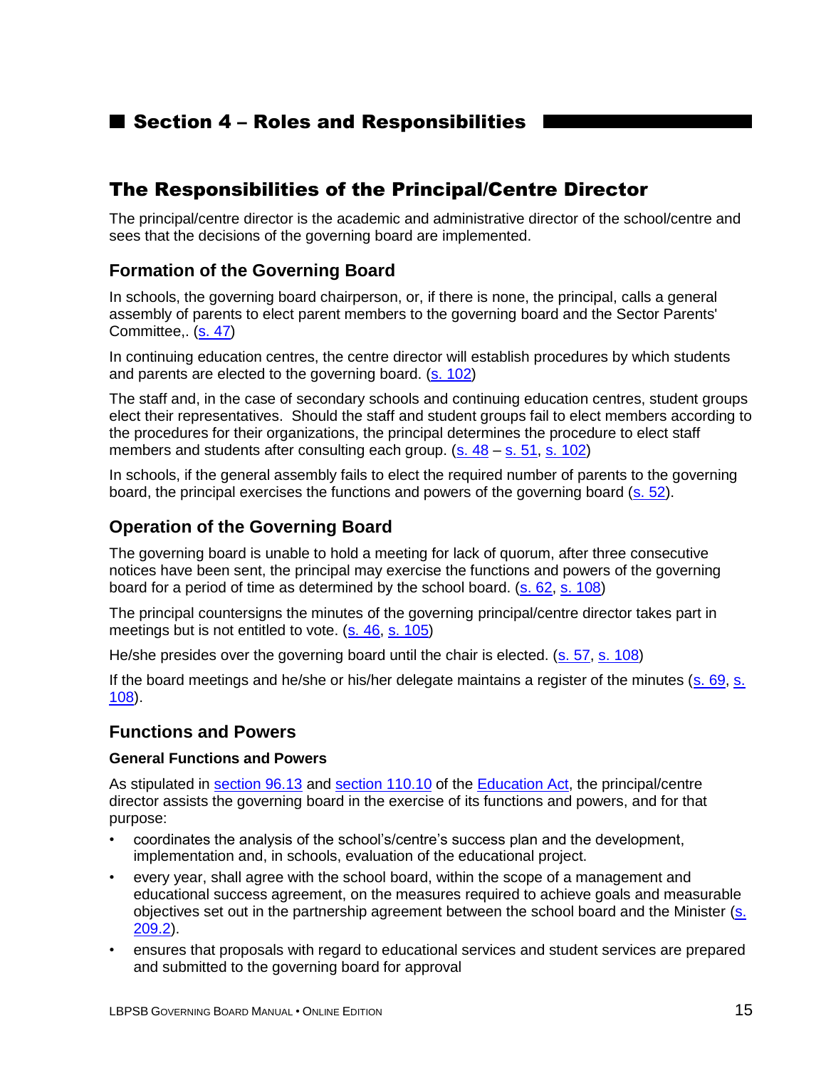# Section 4 – Roles and Responsibilities

## The Responsibilities of the Principal/Centre Director

The principal/centre director is the academic and administrative director of the school/centre and sees that the decisions of the governing board are implemented.

### Formation of the Governing Board

In schools, the governing board chairperson, or, if there is none, the principal, calls a general assembly of parents to elect parent members to the governing board and the Sector Parents' Committee,. (s. 47)

In continuing education centres, the centre director will establish procedures by which students and parents are elected to the governing board. (s. 102)

The staff and, in the case of secondary schools and continuing education centres, student groups elect their representatives. Should the staff and student groups fail to elect members according to the procedures for their organizations, the principal determines the procedure to elect staff members and students after consulting each group. (s. 48 – s. 51, s. 102)

In schools, if the general assembly fails to elect the required number of parents to the governing board, the principal exercises the functions and powers of the governing board (s. 52).

### Operation of the Governing Board

The governing board is unable to hold a meeting for lack of quorum, after three consecutive notices have been sent, the principal may exercise the functions and powers of the governing board for a period of time as determined by the school board. (s. 62, s. 108)

The principal countersigns the minutes of the governing principal/centre director takes part in meetings but is not entitled to vote. (s. 46, s. 105)

He/she presides over the governing board until the chair is elected. (s. 57, s. 108)

If the board meetings and he/she or his/her delegate maintains a register of the minutes (s. 69, s. 108).

### Functions and Powers

#### General Functions and Powers

As stipulated in section 96.13 and section 110.10 of the Education Act, the principal/centre director assists the governing board in the exercise of its functions and powers, and for that purpose:

- coordinates the analysis of the school's/centre's success plan and the development, implementation and, in schools, evaluation of the educational project.
- every year, shall agree with the school board, within the scope of a management and educational success agreement, on the measures required to achieve goals and measurable objectives set out in the partnership agreement between the school board and the Minister (s. 209.2).
- ensures that proposals with regard to educational services and student services are prepared and submitted to the governing board for approval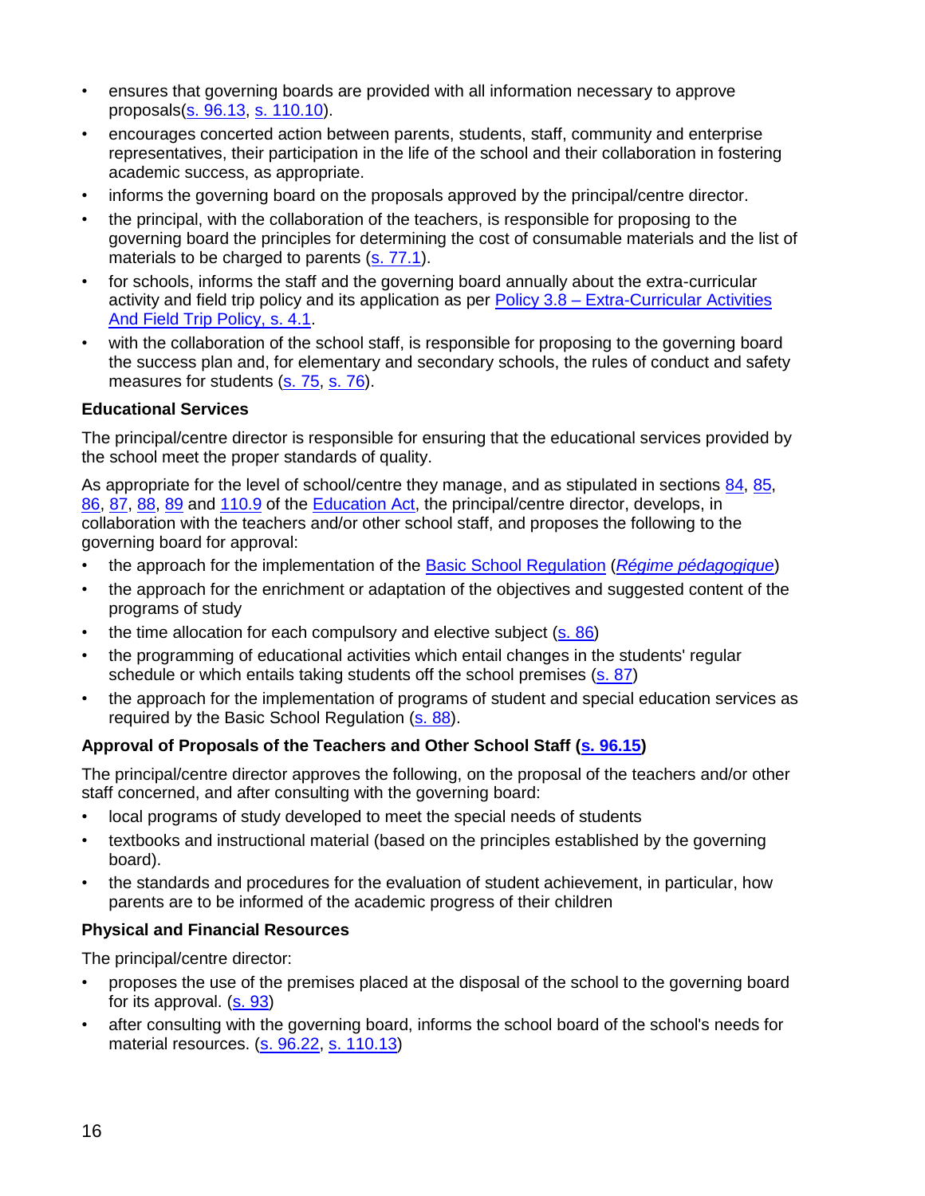- ensures that governing boards are provided with all information necessary to approve proposals(s. 96.13, s. 110.10).
- encourages concerted action between parents, students, staff, community and enterprise representatives, their participation in the life of the school and their collaboration in fostering academic success, as appropriate.
- informs the governing board on the proposals approved by the principal/centre director.
- the principal, with the collaboration of the teachers, is responsible for proposing to the governing board the principles for determining the cost of consumable materials and the list of materials to be charged to parents (s. 77.1).
- for schools, informs the staff and the governing board annually about the extra-curricular activity and field trip policy and its application as per Policy 3.8 – Extra-Curricular Activities And Field Trip Policy, s. 4.1.
- with the collaboration of the school staff, is responsible for proposing to the governing board the success plan and, for elementary and secondary schools, the rules of conduct and safety measures for students (s. 75, s. 76).

**Educational Services**

The principal/centre director is responsible for ensuring that the educational services provided by the school meet the proper standards of quality.

As appropriate for the level of school/centre they manage, and as stipulated in sections 84, 85, 86, 87, 88, 89 and 110.9 of the Education Act, the principal/centre director, develops, in collaboration with the teachers and/or other school staff, and proposes the following to the governing board for approval:

- the approach for the implementation of the Basic School Regulation (*Régime pédagogique*)
- the approach for the enrichment or adaptation of the objectives and suggested content of the programs of study
- the time allocation for each compulsory and elective subject (s. 86)
- the programming of educational activities which entail changes in the students' regular schedule or which entails taking students off the school premises (s. 87)
- the approach for the implementation of programs of student and special education services as required by the Basic School Regulation (s. 88).

**Approval of Proposals of the Teachers and Other School Staff (s. 96.15)**

The principal/centre director approves the following, on the proposal of the teachers and/or other staff concerned, and after consulting with the governing board:

- local programs of study developed to meet the special needs of students
- textbooks and instructional material (based on the principles established by the governing board).
- the standards and procedures for the evaluation of student achievement, in particular, how parents are to be informed of the academic progress of their children

**Physical and Financial Resources**

The principal/centre director:

- proposes the use of the premises placed at the disposal of the school to the governing board for its approval. (s. 93)
- after consulting with the governing board, informs the school board of the school's needs for material resources. (s. 96.22, s. 110.13)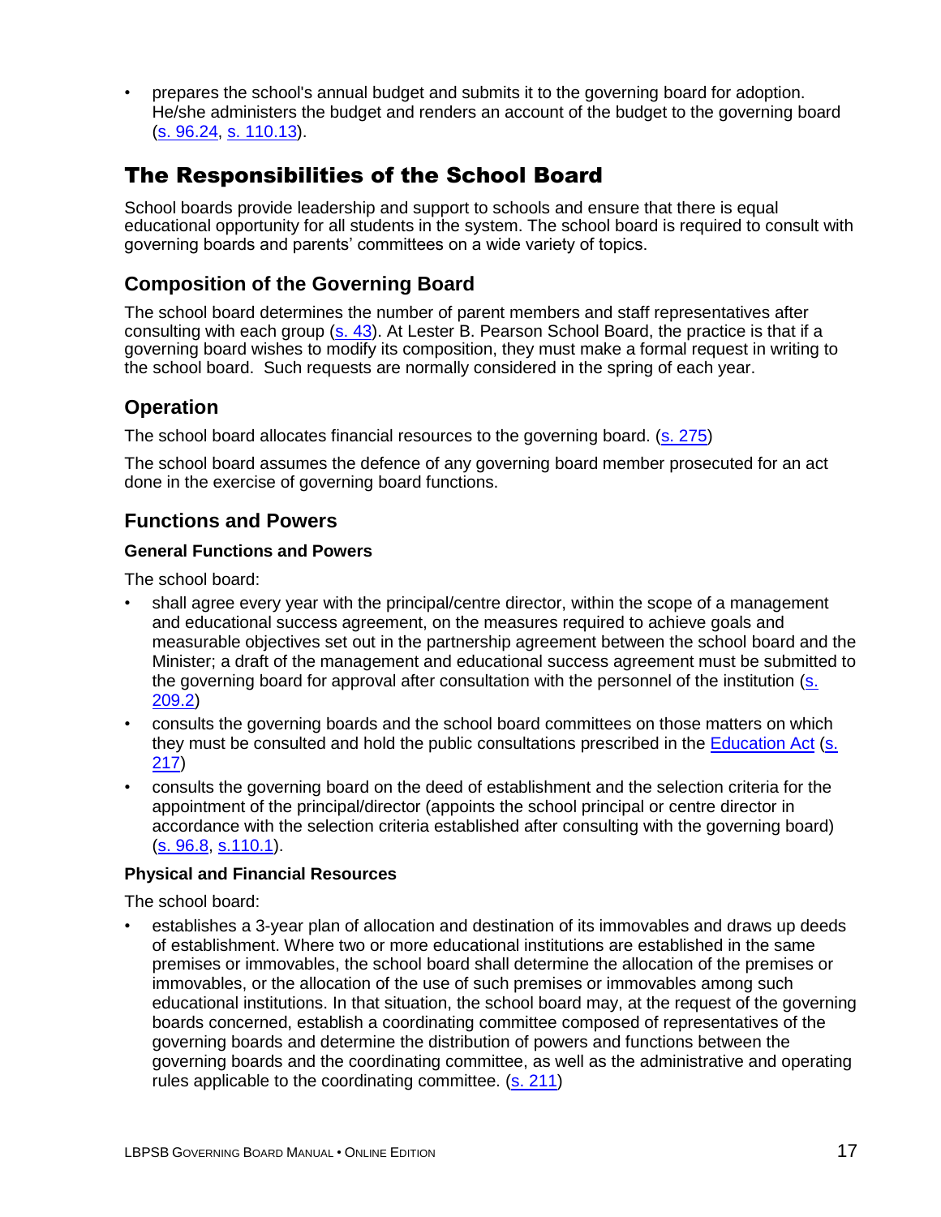- prepares the school's annual budget and submits it to the governing board for adoption. He/she administers the budget and renders an account of the budget to the governing board (s. 96.24, s. 110.13).

## The Responsibilities of the School Board

School boards provide leadership and support to schools and ensure that there is equal educational opportunity for all students in the system. The school board is required to consult with governing boards and parents' committees on a wide variety of topics.

### Composition of the Governing Board

The school board determines the number of parent members and staff representatives after consulting with each group (s. 43). At Lester B. Pearson School Board, the practice is that if a governing board wishes to modify its composition, they must make a formal request in writing to the school board. Such requests are normally considered in the spring of each year.

### Operation

The school board allocates financial resources to the governing board. (s. 275)

The school board assumes the defence of any governing board member prosecuted for an act done in the exercise of governing board functions.

### Functions and Powers

#### General Functions and Powers

The school board:

- shall agree every year with the principal/centre director, within the scope of a management and educational success agreement, on the measures required to achieve goals and measurable objectives set out in the partnership agreement between the school board and the Minister; a draft of the management and educational success agreement must be submitted to the governing board for approval after consultation with the personnel of the institution (s. 209.2)
- consults the governing boards and the school board committees on those matters on which they must be consulted and hold the public consultations prescribed in the Education Act (s. 217)
- consults the governing board on the deed of establishment and the selection criteria for the appointment of the principal/director (appoints the school principal or centre director in accordance with the selection criteria established after consulting with the governing board) (s. 96.8, s.110.1).

#### Physical and Financial Resources

The school board:

- establishes a 3-year plan of allocation and destination of its immovables and draws up deeds of establishment. Where two or more educational institutions are established in the same premises or immovables, the school board shall determine the allocation of the premises or immovables, or the allocation of the use of such premises or immovables among such educational institutions. In that situation, the school board may, at the request of the governing boards concerned, establish a coordinating committee composed of representatives of the governing boards and determine the distribution of powers and functions between the governing boards and the coordinating committee, as well as the administrative and operating rules applicable to the coordinating committee. (s. 211)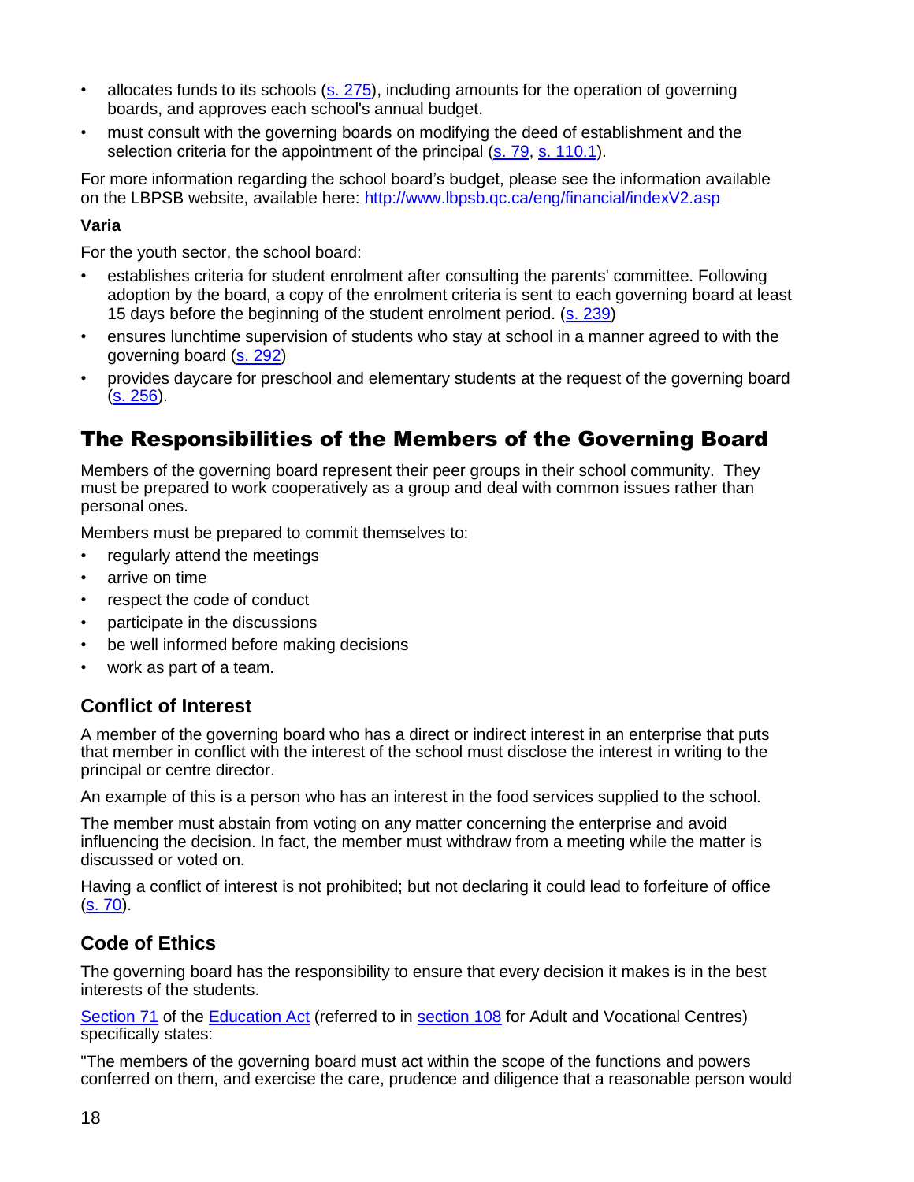- allocates funds to its schools (s. 275), including amounts for the operation of governing boards, and approves each school's annual budget.
- must consult with the governing boards on modifying the deed of establishment and the selection criteria for the appointment of the principal (s. 79, s. 110.1).

For more information regarding the school board's budget, please see the information available on the LBPSB website, available here: http://www.lbpsb.qc.ca/eng/financial/indexV2.asp

**Varia**

For the youth sector, the school board:

- establishes criteria for student enrolment after consulting the parents' committee. Following adoption by the board, a copy of the enrolment criteria is sent to each governing board at least 15 days before the beginning of the student enrolment period. (s. 239)
- ensures lunchtime supervision of students who stay at school in a manner agreed to with the governing board (s. 292)
- provides daycare for preschool and elementary students at the request of the governing board (s. 256).

## The Responsibilities of the Members of the Governing Board

Members of the governing board represent their peer groups in their school community. They must be prepared to work cooperatively as a group and deal with common issues rather than personal ones.

Members must be prepared to commit themselves to:

- regularly attend the meetings
- arrive on time
- respect the code of conduct
- participate in the discussions
- be well informed before making decisions
- work as part of a team.

### Conflict of Interest

A member of the governing board who has a direct or indirect interest in an enterprise that puts that member in conflict with the interest of the school must disclose the interest in writing to the principal or centre director.

An example of this is a person who has an interest in the food services supplied to the school.

The member must abstain from voting on any matter concerning the enterprise and avoid influencing the decision. In fact, the member must withdraw from a meeting while the matter is discussed or voted on.

Having a conflict of interest is not prohibited; but not declaring it could lead to forfeiture of office (s. 70).

### Code of Ethics

The governing board has the responsibility to ensure that every decision it makes is in the best interests of the students.

Section 71 of the Education Act (referred to in section 108 for Adult and Vocational Centres) specifically states:

"The members of the governing board must act within the scope of the functions and powers conferred on them, and exercise the care, prudence and diligence that a reasonable person would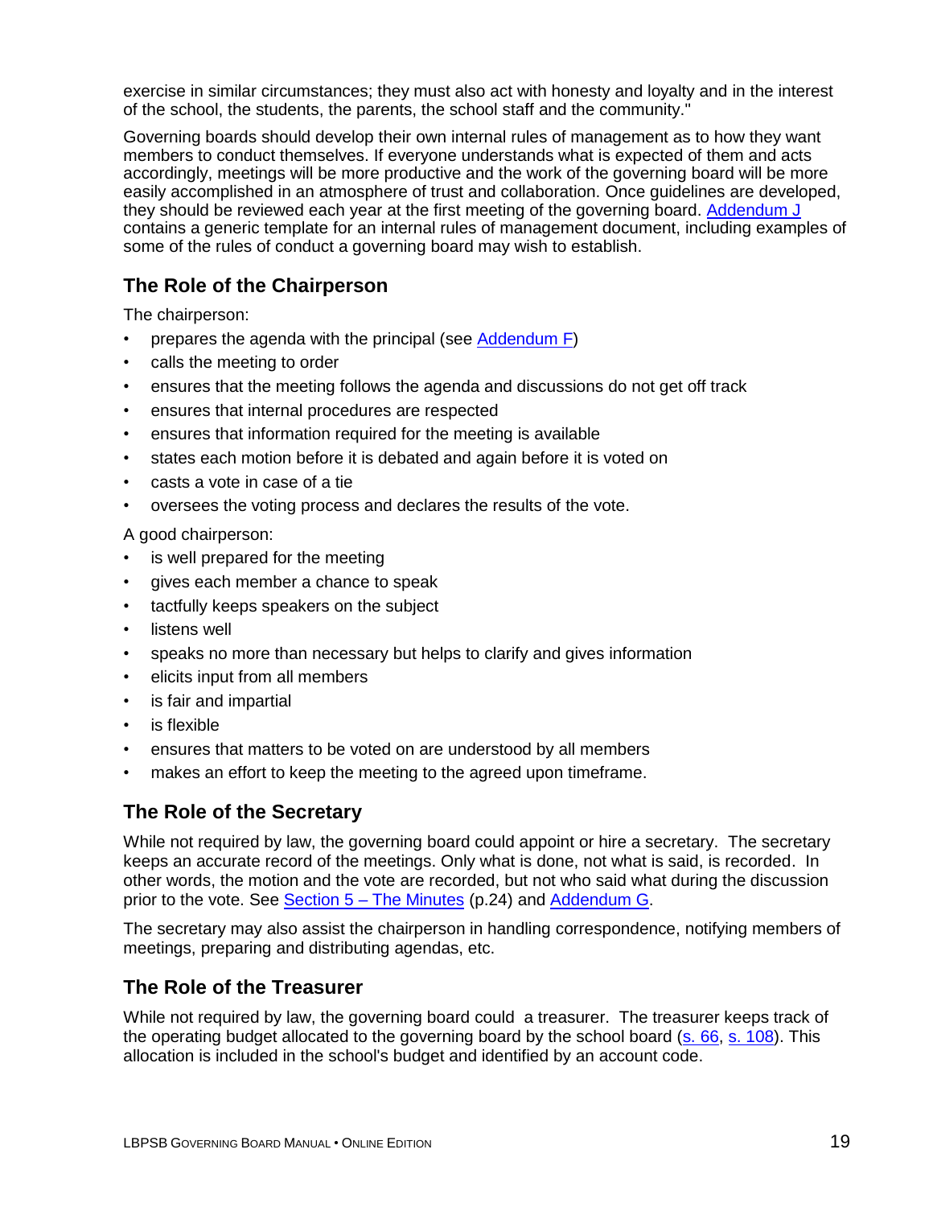exercise in similar circumstances; they must also act with honesty and loyalty and in the interest of the school, the students, the parents, the school staff and the community."

Governing boards should develop their own internal rules of management as to how they want members to conduct themselves. If everyone understands what is expected of them and acts accordingly, meetings will be more productive and the work of the governing board will be more easily accomplished in an atmosphere of trust and collaboration. Once guidelines are developed, they should be reviewed each year at the first meeting of the governing board. Addendum J contains a generic template for an internal rules of management document, including examples of some of the rules of conduct a governing board may wish to establish.

## The Role of the Chairperson

The chairperson:

- prepares the agenda with the principal (see Addendum F)
- calls the meeting to order
- ensures that the meeting follows the agenda and discussions do not get off track
- ensures that internal procedures are respected
- ensures that information required for the meeting is available
- states each motion before it is debated and again before it is voted on
- casts a vote in case of a tie
- oversees the voting process and declares the results of the vote.

A good chairperson:

- is well prepared for the meeting
- gives each member a chance to speak
- tactfully keeps speakers on the subject
- listens well
- speaks no more than necessary but helps to clarify and gives information
- elicits input from all members
- is fair and impartial
- is flexible
- ensures that matters to be voted on are understood by all members
- makes an effort to keep the meeting to the agreed upon timeframe.

## The Role of the Secretary

While not required by law, the governing board could appoint or hire a secretary. The secretary keeps an accurate record of the meetings. Only what is done, not what is said, is recorded. In other words, the motion and the vote are recorded, but not who said what during the discussion prior to the vote. See Section 5 – The Minutes (p.24) and Addendum G.

The secretary may also assist the chairperson in handling correspondence, notifying members of meetings, preparing and distributing agendas, etc.

## The Role of the Treasurer

While not required by law, the governing board could a treasurer. The treasurer keeps track of the operating budget allocated to the governing board by the school board (s. 66, s. 108). This allocation is included in the school's budget and identified by an account code.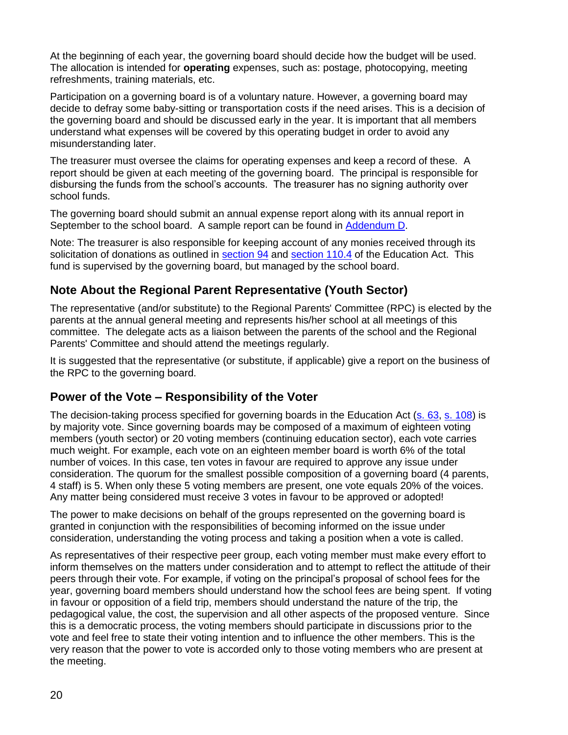At the beginning of each year, the governing board should decide how the budget will be used. The allocation is intended for **operating** expenses, such as: postage, photocopying, meeting refreshments, training materials, etc.

Participation on a governing board is of a voluntary nature. However, a governing board may decide to defray some baby-sitting or transportation costs if the need arises. This is a decision of the governing board and should be discussed early in the year. It is important that all members understand what expenses will be covered by this operating budget in order to avoid any misunderstanding later.

The treasurer must oversee the claims for operating expenses and keep a record of these. A report should be given at each meeting of the governing board. The principal is responsible for disbursing the funds from the school's accounts. The treasurer has no signing authority over school funds.

The governing board should submit an annual expense report along with its annual report in September to the school board. A sample report can be found in Addendum D.

Note: The treasurer is also responsible for keeping account of any monies received through its solicitation of donations as outlined in section 94 and section 110.4 of the Education Act. This fund is supervised by the governing board, but managed by the school board.

## Note About the Regional Parent Representative (Youth Sector)

The representative (and/or substitute) to the Regional Parents' Committee (RPC) is elected by the parents at the annual general meeting and represents his/her school at all meetings of this committee. The delegate acts as a liaison between the parents of the school and the Regional Parents' Committee and should attend the meetings regularly.

It is suggested that the representative (or substitute, if applicable) give a report on the business of the RPC to the governing board.

## Power of the Vote – Responsibility of the Voter

The decision-taking process specified for governing boards in the Education Act (s. 63, s. 108) is by majority vote. Since governing boards may be composed of a maximum of eighteen voting members (youth sector) or 20 voting members (continuing education sector), each vote carries much weight. For example, each vote on an eighteen member board is worth 6% of the total number of voices. In this case, ten votes in favour are required to approve any issue under consideration. The quorum for the smallest possible composition of a governing board (4 parents, 4 staff) is 5. When only these 5 voting members are present, one vote equals 20% of the voices. Any matter being considered must receive 3 votes in favour to be approved or adopted!

The power to make decisions on behalf of the groups represented on the governing board is granted in conjunction with the responsibilities of becoming informed on the issue under consideration, understanding the voting process and taking a position when a vote is called.

As representatives of their respective peer group, each voting member must make every effort to inform themselves on the matters under consideration and to attempt to reflect the attitude of their peers through their vote. For example, if voting on the principal's proposal of school fees for the year, governing board members should understand how the school fees are being spent. If voting in favour or opposition of a field trip, members should understand the nature of the trip, the pedagogical value, the cost, the supervision and all other aspects of the proposed venture. Since this is a democratic process, the voting members should participate in discussions prior to the vote and feel free to state their voting intention and to influence the other members. This is the very reason that the power to vote is accorded only to those voting members who are present at the meeting.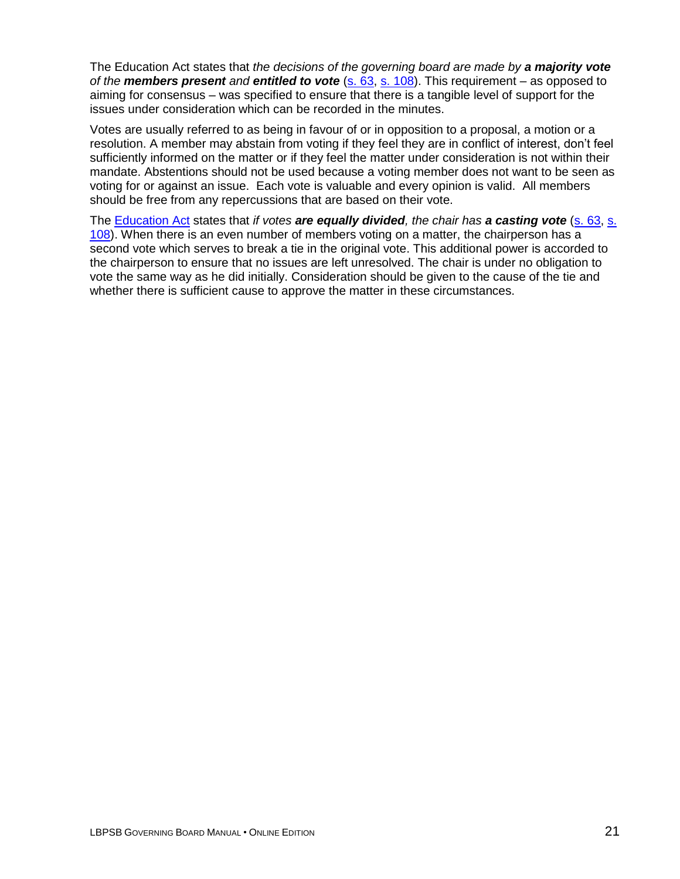The Education Act states that *the decisions of the governing board are made by **a majority vote** of the **members present** and **entitled to vote*** (s. 63, s. 108). This requirement – as opposed to aiming for consensus – was specified to ensure that there is a tangible level of support for the issues under consideration which can be recorded in the minutes.

Votes are usually referred to as being in favour of or in opposition to a proposal, a motion or a resolution. A member may abstain from voting if they feel they are in conflict of interest, don't feel sufficiently informed on the matter or if they feel the matter under consideration is not within their mandate. Abstentions should not be used because a voting member does not want to be seen as voting for or against an issue. Each vote is valuable and every opinion is valid. All members should be free from any repercussions that are based on their vote.

The Education Act states that *if votes **are equally divided**, the chair has **a casting vote*** (s. 63, s. 108). When there is an even number of members voting on a matter, the chairperson has a second vote which serves to break a tie in the original vote. This additional power is accorded to the chairperson to ensure that no issues are left unresolved. The chair is under no obligation to vote the same way as he did initially. Consideration should be given to the cause of the tie and whether there is sufficient cause to approve the matter in these circumstances.